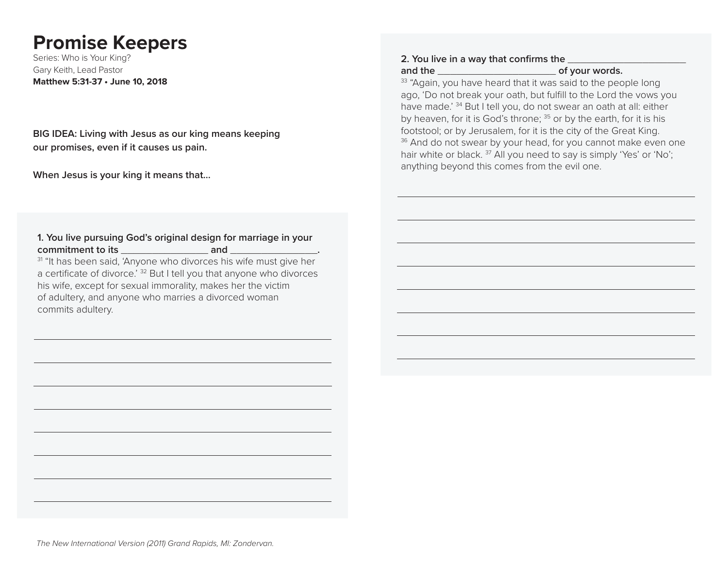# Promise Keepers

Series: Who is Your King?
Gary Keith, Lead Pastor
**Matthew 5:31-37 • June 10, 2018**

**BIG IDEA: Living with Jesus as our king means keeping our promises, even if it causes us pain.**

**When Jesus is your king it means that...**

**1. You live pursuing God's original design for marriage in your commitment to its _________________ and _________________.**

[31] "It has been said, 'Anyone who divorces his wife must give her a certificate of divorce.' [32] But I tell you that anyone who divorces his wife, except for sexual immorality, makes her the victim of adultery, and anyone who marries a divorced woman commits adultery.

______________________________________________________________

______________________________________________________________

______________________________________________________________

______________________________________________________________

______________________________________________________________

______________________________________________________________

______________________________________________________________

______________________________________________________________

**2. You live in a way that confirms the ________________________ and the ________________________ of your words.**

[33] "Again, you have heard that it was said to the people long ago, 'Do not break your oath, but fulfill to the Lord the vows you have made.' [34] But I tell you, do not swear an oath at all: either by heaven, for it is God's throne; [35] or by the earth, for it is his footstool; or by Jerusalem, for it is the city of the Great King. [36] And do not swear by your head, for you cannot make even one hair white or black. [37] All you need to say is simply 'Yes' or 'No'; anything beyond this comes from the evil one.

______________________________________________________________

______________________________________________________________

______________________________________________________________

______________________________________________________________

______________________________________________________________

______________________________________________________________

______________________________________________________________

______________________________________________________________

*The New International Version (2011) Grand Rapids, MI: Zondervan.*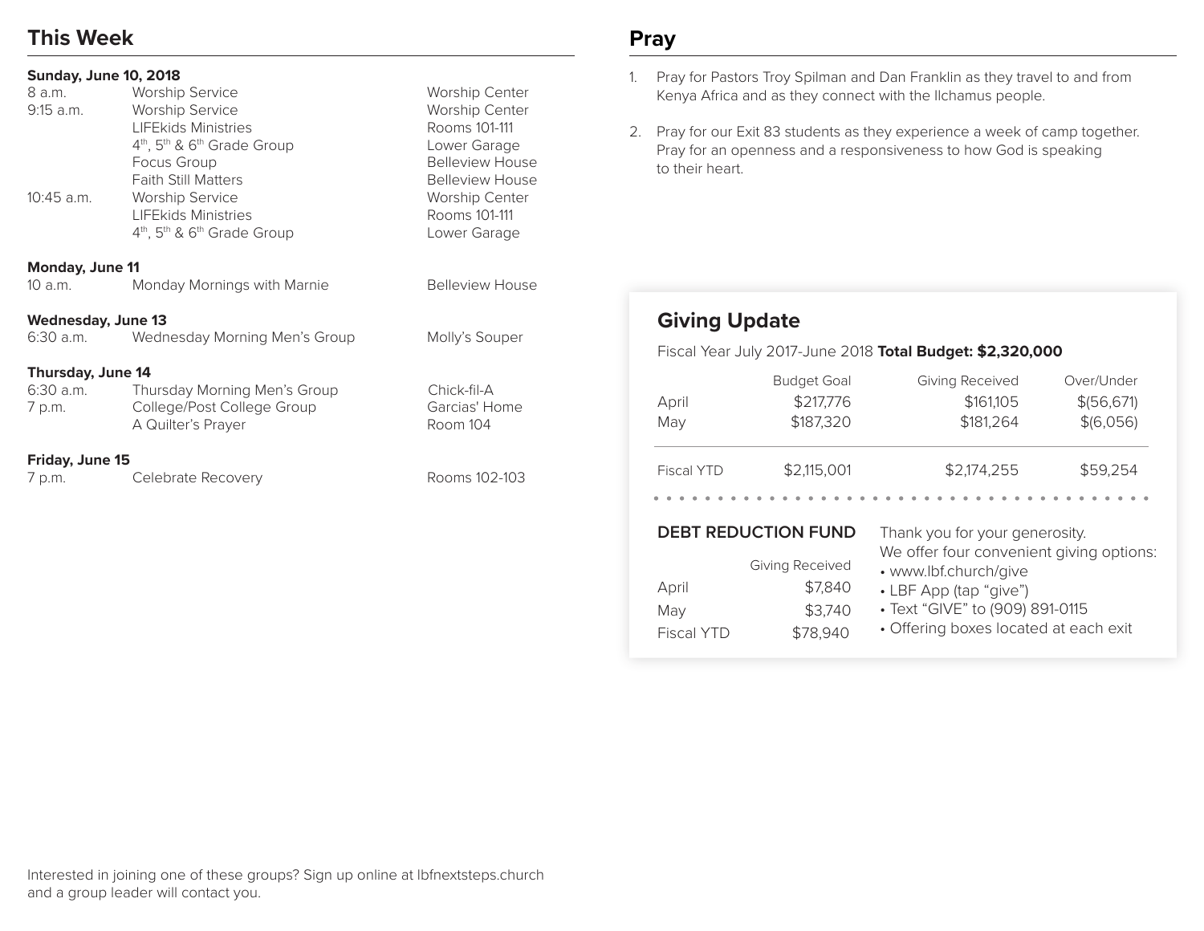## This Week

**Sunday, June 10, 2018**

| | | |
|---|---|---|
| 8 a.m. | Worship Service | Worship Center |
| 9:15 a.m. | Worship Service | Worship Center |
| | LIFEkids Ministries | Rooms 101-111 |
| | 4th, 5th & 6th Grade Group | Lower Garage |
| | Focus Group | Belleview House |
| | Faith Still Matters | Belleview House |
| 10:45 a.m. | Worship Service | Worship Center |
| | LIFEkids Ministries | Rooms 101-111 |
| | 4th, 5th & 6th Grade Group | Lower Garage |

**Monday, June 11**

| | | |
|---|---|---|
| 10 a.m. | Monday Mornings with Marnie | Belleview House |

**Wednesday, June 13**

| | | |
|---|---|---|
| 6:30 a.m. | Wednesday Morning Men's Group | Molly's Souper |

**Thursday, June 14**

| | | |
|---|---|---|
| 6:30 a.m. | Thursday Morning Men's Group | Chick-fil-A |
| 7 p.m. | College/Post College Group | Garcias' Home |
| | A Quilter's Prayer | Room 104 |

**Friday, June 15**

| | | |
|---|---|---|
| 7 p.m. | Celebrate Recovery | Rooms 102-103 |

Interested in joining one of these groups? Sign up online at lbfnextsteps.church and a group leader will contact you.

## Pray

1. Pray for Pastors Troy Spilman and Dan Franklin as they travel to and from Kenya Africa and as they connect with the Ilchamus people.
2. Pray for our Exit 83 students as they experience a week of camp together. Pray for an openness and a responsiveness to how God is speaking to their heart.

## Giving Update

Fiscal Year July 2017-June 2018 **Total Budget: $2,320,000**

| | Budget Goal | Giving Received | Over/Under |
|---|---|---|---|
| April | $217,776 | $161,105 | $(56,671) |
| May | $187,320 | $181,264 | $(6,056) |
| Fiscal YTD | $2,115,001 | $2,174,255 | $59,254 |

**DEBT REDUCTION FUND**

| | Giving Received |
|---|---|
| April | $7,840 |
| May | $3,740 |
| Fiscal YTD | $78,940 |

Thank you for your generosity.
We offer four convenient giving options:

- www.lbf.church/give
- LBF App (tap "give")
- Text "GIVE" to (909) 891-0115
- Offering boxes located at each exit